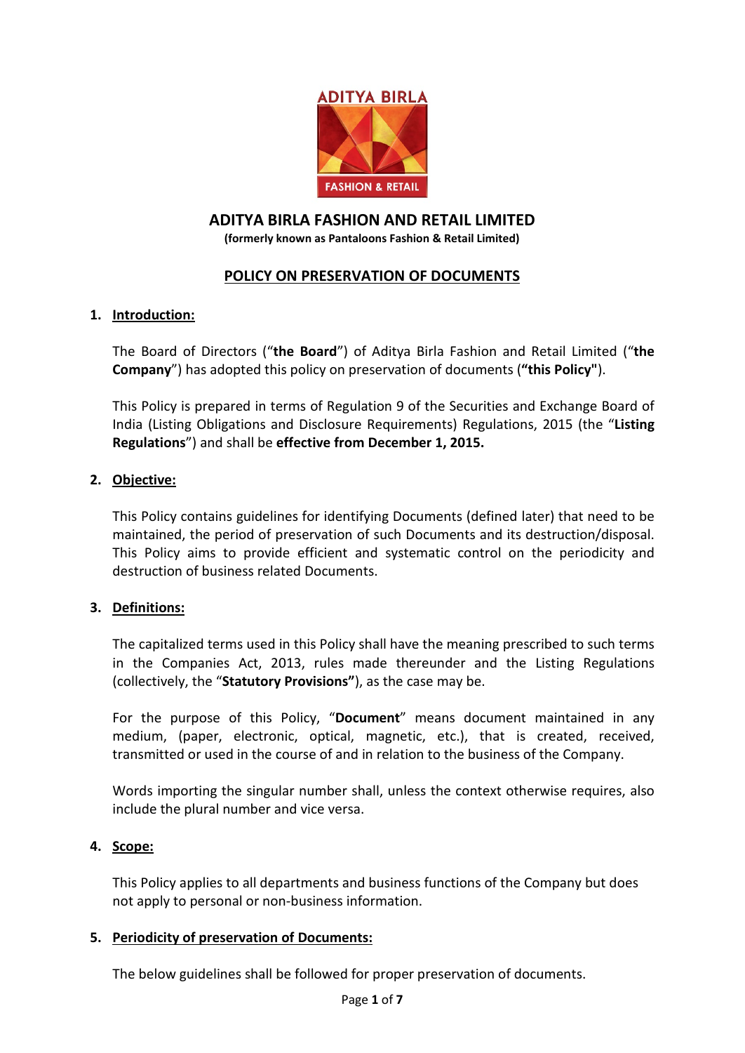# ADITYA BIRLA FASHION AND RETAIL LIMITED

**(formerly known as Pantaloons Fashion & Retail Limited)**

## POLICY ON PRESERVATION OF DOCUMENTS

### 1. Introduction:

The Board of Directors ("**the Board**") of Aditya Birla Fashion and Retail Limited ("**the Company**") has adopted this policy on preservation of documents (**"this Policy"**).

This Policy is prepared in terms of Regulation 9 of the Securities and Exchange Board of India (Listing Obligations and Disclosure Requirements) Regulations, 2015 (the "**Listing Regulations**") and shall be **effective from December 1, 2015.**

### 2. Objective:

This Policy contains guidelines for identifying Documents (defined later) that need to be maintained, the period of preservation of such Documents and its destruction/disposal. This Policy aims to provide efficient and systematic control on the periodicity and destruction of business related Documents.

### 3. Definitions:

The capitalized terms used in this Policy shall have the meaning prescribed to such terms in the Companies Act, 2013, rules made thereunder and the Listing Regulations (collectively, the "**Statutory Provisions"**), as the case may be.

For the purpose of this Policy, "**Document**" means document maintained in any medium, (paper, electronic, optical, magnetic, etc.), that is created, received, transmitted or used in the course of and in relation to the business of the Company.

Words importing the singular number shall, unless the context otherwise requires, also include the plural number and vice versa.

### 4. Scope:

This Policy applies to all departments and business functions of the Company but does not apply to personal or non-business information.

### 5. Periodicity of preservation of Documents:

The below guidelines shall be followed for proper preservation of documents.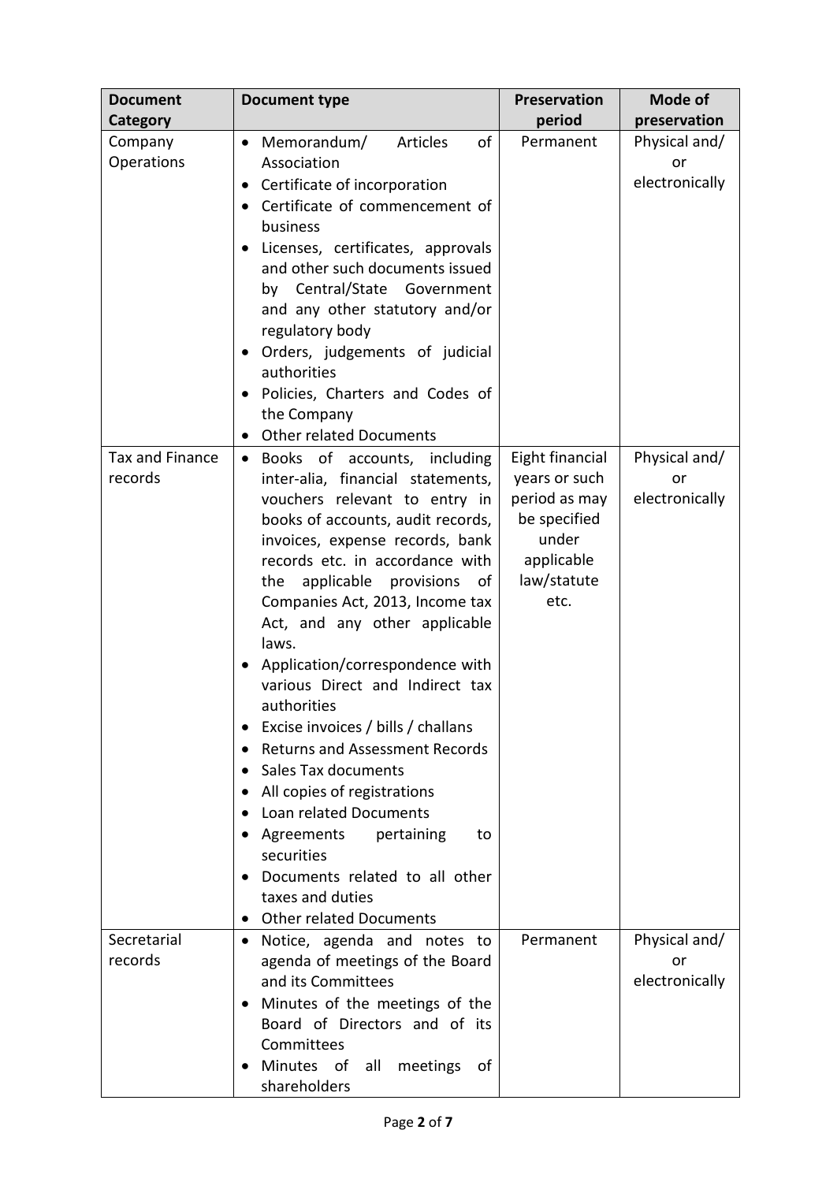| Document Category | Document type | Preservation period | Mode of preservation |
| --- | --- | --- | --- |
| Company Operations | • Memorandum/ Articles of Association<br>• Certificate of incorporation<br>• Certificate of commencement of business<br>• Licenses, certificates, approvals and other such documents issued by Central/State Government and any other statutory and/or regulatory body<br>• Orders, judgements of judicial authorities<br>• Policies, Charters and Codes of the Company<br>• Other related Documents | Permanent | Physical and/ or electronically |
| Tax and Finance records | • Books of accounts, including inter-alia, financial statements, vouchers relevant to entry in books of accounts, audit records, invoices, expense records, bank records etc. in accordance with the applicable provisions of Companies Act, 2013, Income tax Act, and any other applicable laws.<br>• Application/correspondence with various Direct and Indirect tax authorities<br>• Excise invoices / bills / challans<br>• Returns and Assessment Records<br>• Sales Tax documents<br>• All copies of registrations<br>• Loan related Documents<br>• Agreements pertaining to securities<br>• Documents related to all other taxes and duties<br>• Other related Documents | Eight financial years or such period as may be specified under applicable law/statute etc. | Physical and/ or electronically |
| Secretarial records | • Notice, agenda and notes to agenda of meetings of the Board and its Committees<br>• Minutes of the meetings of the Board of Directors and of its Committees<br>• Minutes of all meetings of shareholders | Permanent | Physical and/ or electronically |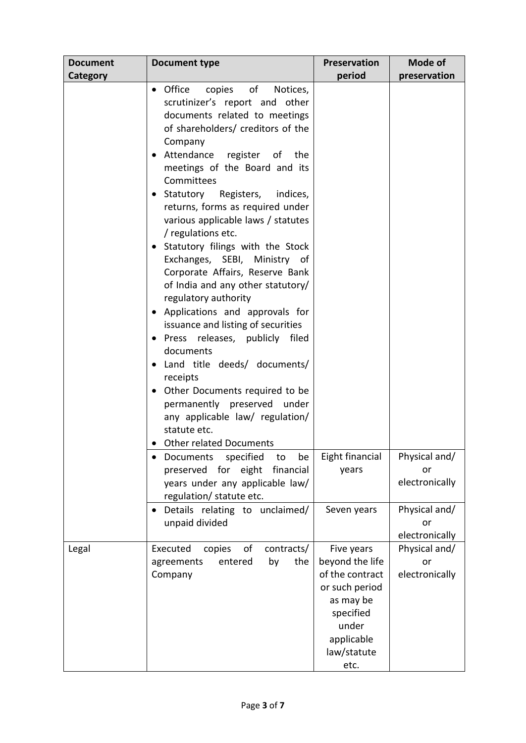| Document Category | Document type | Preservation period | Mode of preservation |
|---|---|---|---|
| | • Office copies of Notices, scrutinizer's report and other documents related to meetings of shareholders/ creditors of the Company<br>• Attendance register of the meetings of the Board and its Committees<br>• Statutory Registers, indices, returns, forms as required under various applicable laws / statutes / regulations etc.<br>• Statutory filings with the Stock Exchanges, SEBI, Ministry of Corporate Affairs, Reserve Bank of India and any other statutory/ regulatory authority<br>• Applications and approvals for issuance and listing of securities<br>• Press releases, publicly filed documents<br>• Land title deeds/ documents/ receipts<br>• Other Documents required to be permanently preserved under any applicable law/ regulation/ statute etc.<br>• Other related Documents | | |
| | • Documents specified to be preserved for eight financial years under any applicable law/ regulation/ statute etc. | Eight financial years | Physical and/ or electronically |
| | • Details relating to unclaimed/ unpaid divided | Seven years | Physical and/ or electronically |
| Legal | Executed copies of contracts/ agreements entered by the Company | Five years beyond the life of the contract or such period as may be specified under applicable law/statute etc. | Physical and/ or electronically |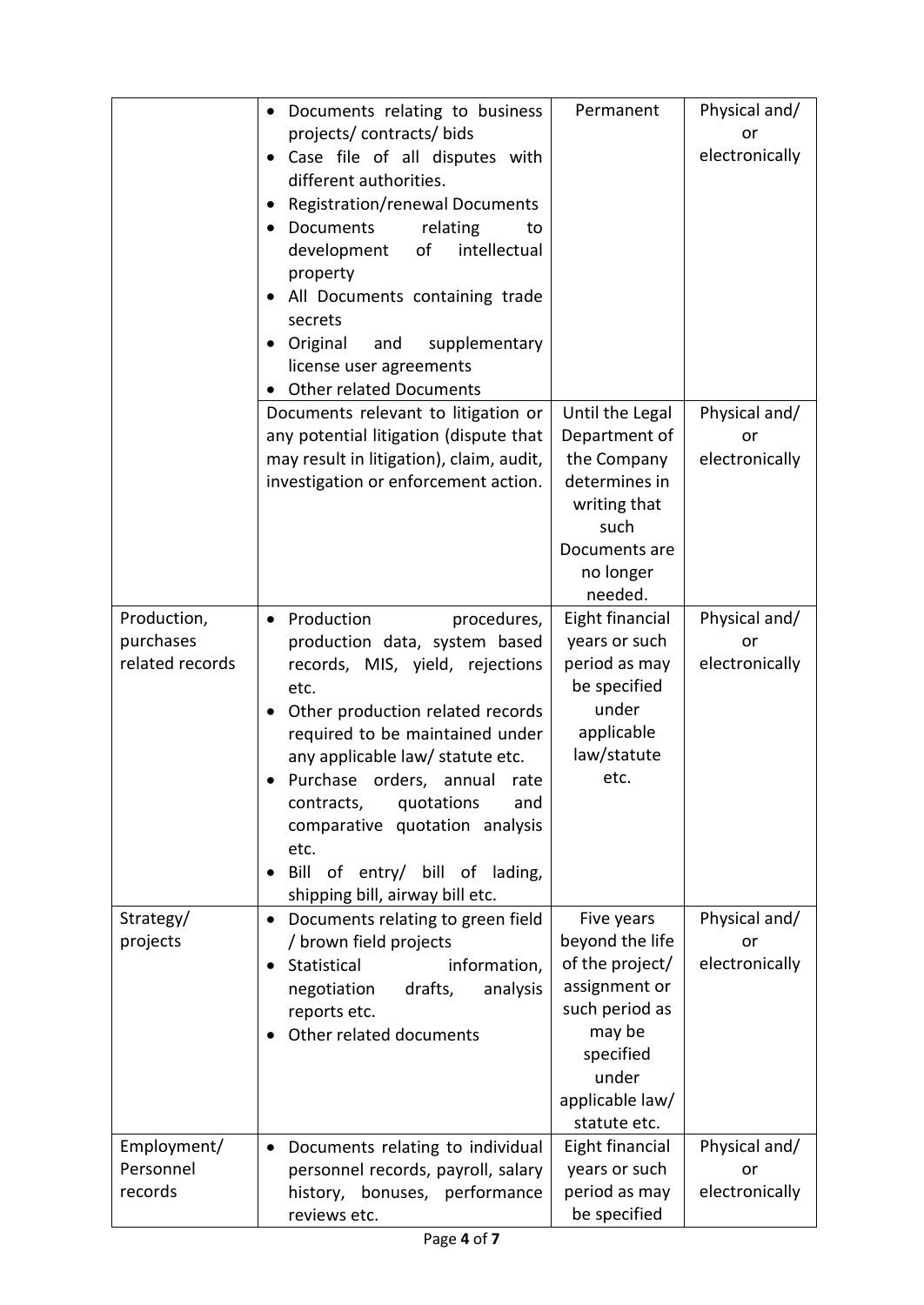| | | | |
|---|---|---|---|
| | • Documents relating to business projects/ contracts/ bids<br>• Case file of all disputes with different authorities.<br>• Registration/renewal Documents<br>• Documents relating to development of intellectual property<br>• All Documents containing trade secrets<br>• Original and supplementary license user agreements<br>• Other related Documents | Permanent | Physical and/ or electronically |
| | Documents relevant to litigation or any potential litigation (dispute that may result in litigation), claim, audit, investigation or enforcement action. | Until the Legal Department of the Company determines in writing that such Documents are no longer needed. | Physical and/ or electronically |
| Production, purchases related records | • Production procedures, production data, system based records, MIS, yield, rejections etc.<br>• Other production related records required to be maintained under any applicable law/ statute etc.<br>• Purchase orders, annual rate contracts, quotations and comparative quotation analysis etc.<br>• Bill of entry/ bill of lading, shipping bill, airway bill etc. | Eight financial years or such period as may be specified under applicable law/statute etc. | Physical and/ or electronically |
| Strategy/ projects | • Documents relating to green field / brown field projects<br>• Statistical information, negotiation drafts, analysis reports etc.<br>• Other related documents | Five years beyond the life of the project/ assignment or such period as may be specified under applicable law/ statute etc. | Physical and/ or electronically |
| Employment/ Personnel records | • Documents relating to individual personnel records, payroll, salary history, bonuses, performance reviews etc. | Eight financial years or such period as may be specified | Physical and/ or electronically |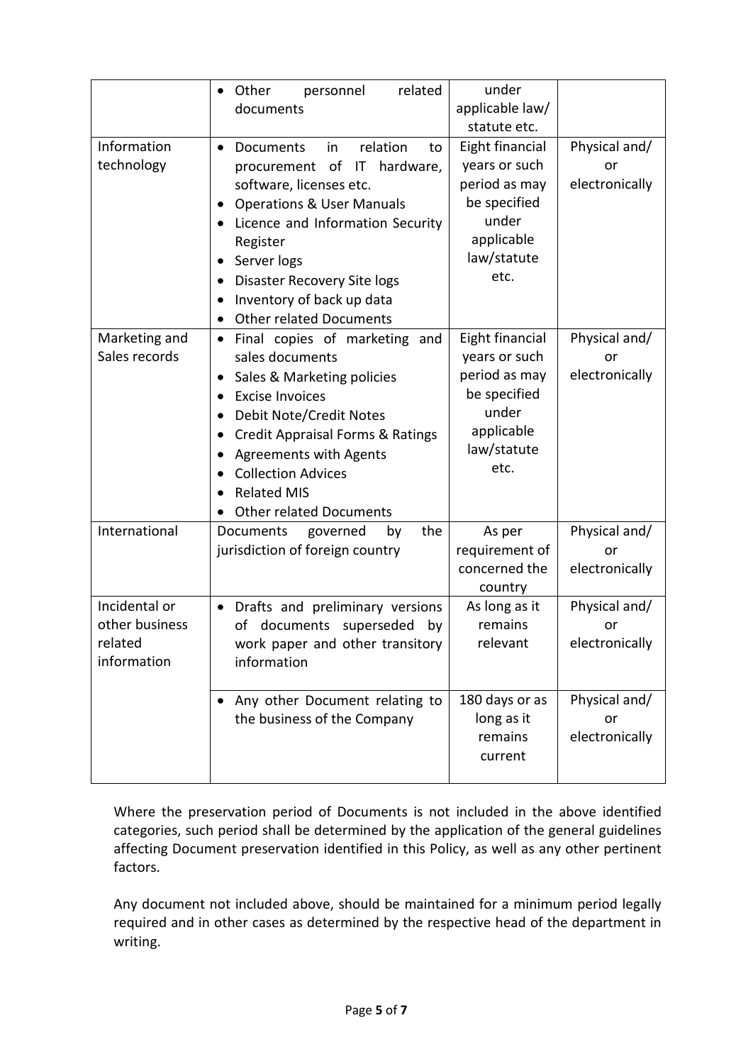| | | | |
|---|---|---|---|
| | • Other personnel related documents | under applicable law/ statute etc. | |
| Information technology | • Documents in relation to procurement of IT hardware, software, licenses etc.<br>• Operations & User Manuals<br>• Licence and Information Security Register<br>• Server logs<br>• Disaster Recovery Site logs<br>• Inventory of back up data<br>• Other related Documents | Eight financial years or such period as may be specified under applicable law/statute etc. | Physical and/ or electronically |
| Marketing and Sales records | • Final copies of marketing and sales documents<br>• Sales & Marketing policies<br>• Excise Invoices<br>• Debit Note/Credit Notes<br>• Credit Appraisal Forms & Ratings<br>• Agreements with Agents<br>• Collection Advices<br>• Related MIS<br>• Other related Documents | Eight financial years or such period as may be specified under applicable law/statute etc. | Physical and/ or electronically |
| International | Documents governed by the jurisdiction of foreign country | As per requirement of concerned the country | Physical and/ or electronically |
| Incidental or other business related information | • Drafts and preliminary versions of documents superseded by work paper and other transitory information | As long as it remains relevant | Physical and/ or electronically |
| | • Any other Document relating to the business of the Company | 180 days or as long as it remains current | Physical and/ or electronically |

Where the preservation period of Documents is not included in the above identified categories, such period shall be determined by the application of the general guidelines affecting Document preservation identified in this Policy, as well as any other pertinent factors.

Any document not included above, should be maintained for a minimum period legally required and in other cases as determined by the respective head of the department in writing.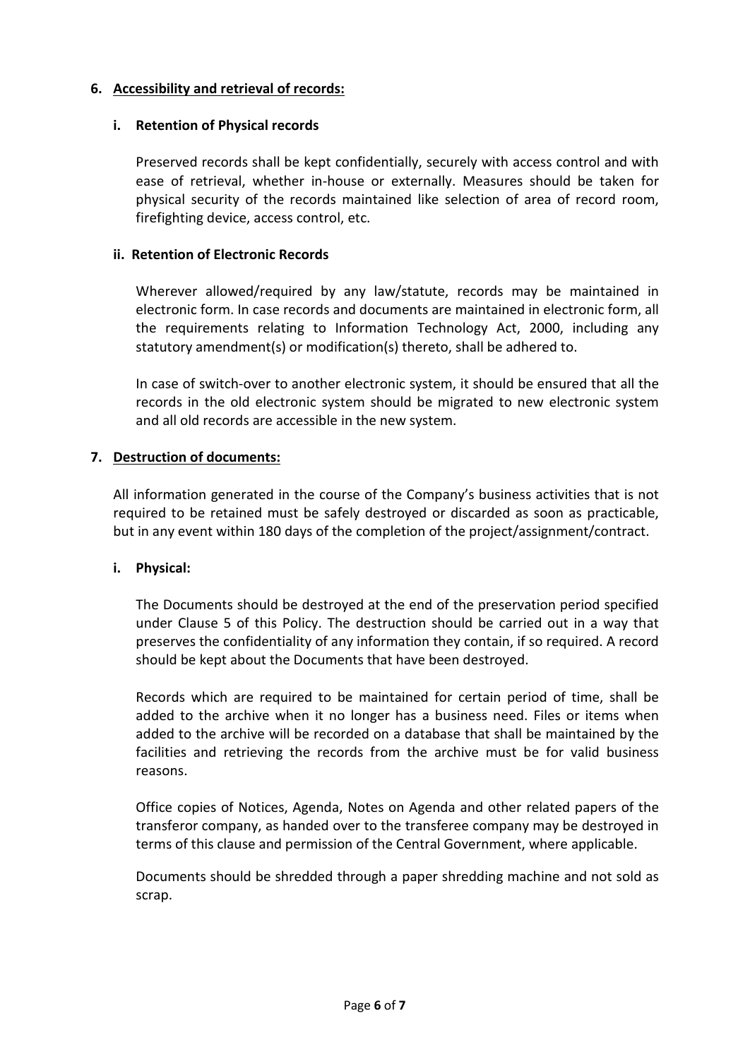## 6. Accessibility and retrieval of records:

### i. Retention of Physical records

Preserved records shall be kept confidentially, securely with access control and with ease of retrieval, whether in-house or externally. Measures should be taken for physical security of the records maintained like selection of area of record room, firefighting device, access control, etc.

### ii. Retention of Electronic Records

Wherever allowed/required by any law/statute, records may be maintained in electronic form. In case records and documents are maintained in electronic form, all the requirements relating to Information Technology Act, 2000, including any statutory amendment(s) or modification(s) thereto, shall be adhered to.

In case of switch-over to another electronic system, it should be ensured that all the records in the old electronic system should be migrated to new electronic system and all old records are accessible in the new system.

## 7. Destruction of documents:

All information generated in the course of the Company's business activities that is not required to be retained must be safely destroyed or discarded as soon as practicable, but in any event within 180 days of the completion of the project/assignment/contract.

### i. Physical:

The Documents should be destroyed at the end of the preservation period specified under Clause 5 of this Policy. The destruction should be carried out in a way that preserves the confidentiality of any information they contain, if so required. A record should be kept about the Documents that have been destroyed.

Records which are required to be maintained for certain period of time, shall be added to the archive when it no longer has a business need. Files or items when added to the archive will be recorded on a database that shall be maintained by the facilities and retrieving the records from the archive must be for valid business reasons.

Office copies of Notices, Agenda, Notes on Agenda and other related papers of the transferor company, as handed over to the transferee company may be destroyed in terms of this clause and permission of the Central Government, where applicable.

Documents should be shredded through a paper shredding machine and not sold as scrap.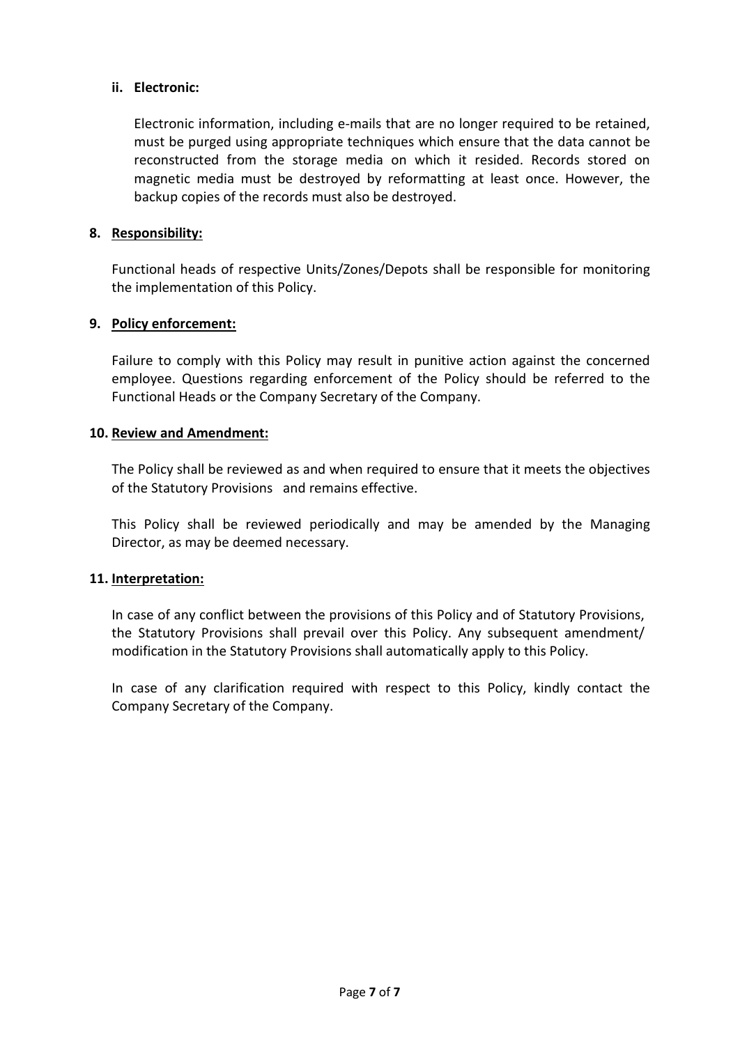**ii. Electronic:**

Electronic information, including e-mails that are no longer required to be retained, must be purged using appropriate techniques which ensure that the data cannot be reconstructed from the storage media on which it resided. Records stored on magnetic media must be destroyed by reformatting at least once. However, the backup copies of the records must also be destroyed.

**8. <u>Responsibility:</u>**

Functional heads of respective Units/Zones/Depots shall be responsible for monitoring the implementation of this Policy.

**9. <u>Policy enforcement:</u>**

Failure to comply with this Policy may result in punitive action against the concerned employee. Questions regarding enforcement of the Policy should be referred to the Functional Heads or the Company Secretary of the Company.

**10. <u>Review and Amendment:</u>**

The Policy shall be reviewed as and when required to ensure that it meets the objectives of the Statutory Provisions and remains effective.

This Policy shall be reviewed periodically and may be amended by the Managing Director, as may be deemed necessary.

**11. <u>Interpretation:</u>**

In case of any conflict between the provisions of this Policy and of Statutory Provisions, the Statutory Provisions shall prevail over this Policy. Any subsequent amendment/ modification in the Statutory Provisions shall automatically apply to this Policy.

In case of any clarification required with respect to this Policy, kindly contact the Company Secretary of the Company.